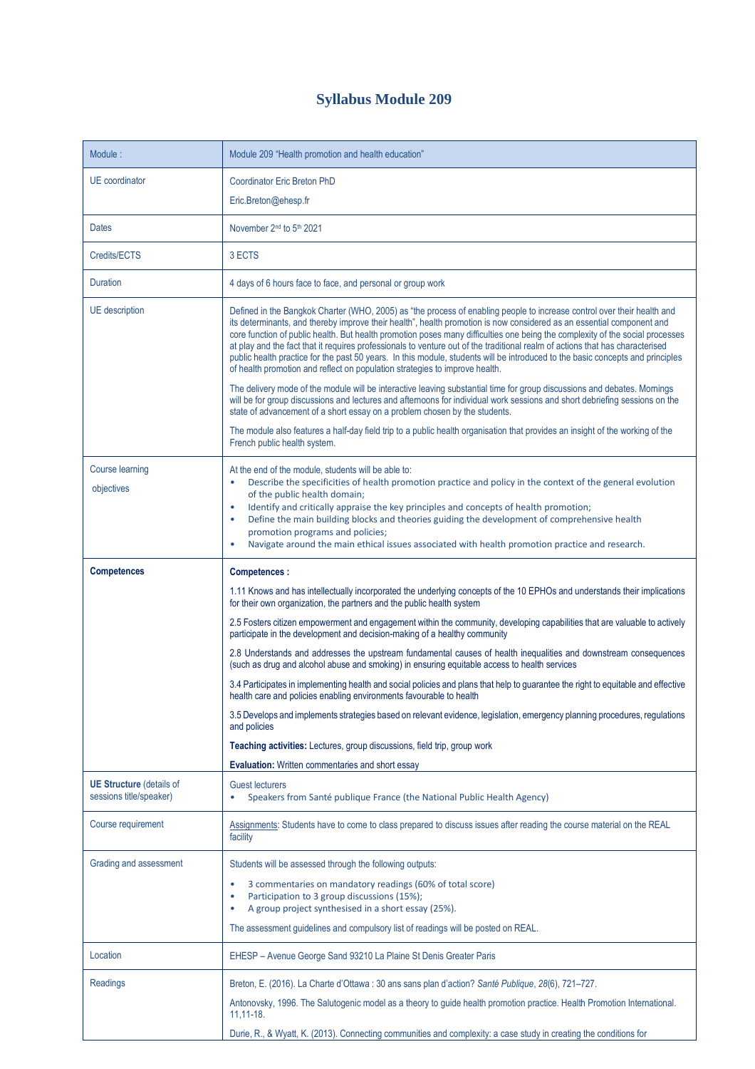# Syllabus Module 209

| Module : | Module 209 "Health promotion and health education" |
|---|---|
| UE coordinator | Coordinator Eric Breton PhD<br><br>Eric.Breton@ehesp.fr |
| Dates | November 2nd to 5th 2021 |
| Credits/ECTS | 3 ECTS |
| Duration | 4 days of 6 hours face to face, and personal or group work |
| UE description | Defined in the Bangkok Charter (WHO, 2005) as "the process of enabling people to increase control over their health and its determinants, and thereby improve their health", health promotion is now considered as an essential component and core function of public health. But health promotion poses many difficulties one being the complexity of the social processes at play and the fact that it requires professionals to venture out of the traditional realm of actions that has characterised public health practice for the past 50 years. In this module, students will be introduced to the basic concepts and principles of health promotion and reflect on population strategies to improve health.<br><br>The delivery mode of the module will be interactive leaving substantial time for group discussions and debates. Mornings will be for group discussions and lectures and afternoons for individual work sessions and short debriefing sessions on the state of advancement of a short essay on a problem chosen by the students.<br><br>The module also features a half-day field trip to a public health organisation that provides an insight of the working of the French public health system. |
| Course learning<br><br>objectives | At the end of the module, students will be able to:<br>• Describe the specificities of health promotion practice and policy in the context of the general evolution of the public health domain;<br>• Identify and critically appraise the key principles and concepts of health promotion;<br>• Define the main building blocks and theories guiding the development of comprehensive health promotion programs and policies;<br>• Navigate around the main ethical issues associated with health promotion practice and research. |
| **Competences** | **Competences :**<br><br>1.11 Knows and has intellectually incorporated the underlying concepts of the 10 EPHOs and understands their implications for their own organization, the partners and the public health system<br><br>2.5 Fosters citizen empowerment and engagement within the community, developing capabilities that are valuable to actively participate in the development and decision-making of a healthy community<br><br>2.8 Understands and addresses the upstream fundamental causes of health inequalities and downstream consequences (such as drug and alcohol abuse and smoking) in ensuring equitable access to health services<br><br>3.4 Participates in implementing health and social policies and plans that help to guarantee the right to equitable and effective health care and policies enabling environments favourable to health<br><br>3.5 Develops and implements strategies based on relevant evidence, legislation, emergency planning procedures, regulations and policies<br><br>**Teaching activities:** Lectures, group discussions, field trip, group work<br><br>**Evaluation:** Written commentaries and short essay |
| **UE Structure** (details of sessions title/speaker) | Guest lecturers<br>• Speakers from Santé publique France (the National Public Health Agency) |
| Course requirement | Assignments: Students have to come to class prepared to discuss issues after reading the course material on the REAL facility |
| Grading and assessment | Students will be assessed through the following outputs:<br><br>• 3 commentaries on mandatory readings (60% of total score)<br>• Participation to 3 group discussions (15%);<br>• A group project synthesised in a short essay (25%).<br><br>The assessment guidelines and compulsory list of readings will be posted on REAL. |
| Location | EHESP – Avenue George Sand 93210 La Plaine St Denis Greater Paris |
| Readings | Breton, E. (2016). La Charte d'Ottawa : 30 ans sans plan d'action? *Santé Publique*, *28*(6), 721–727.<br><br>Antonovsky, 1996. The Salutogenic model as a theory to guide health promotion practice. Health Promotion International. 11,11-18.<br><br>Durie, R., & Wyatt, K. (2013). Connecting communities and complexity: a case study in creating the conditions for |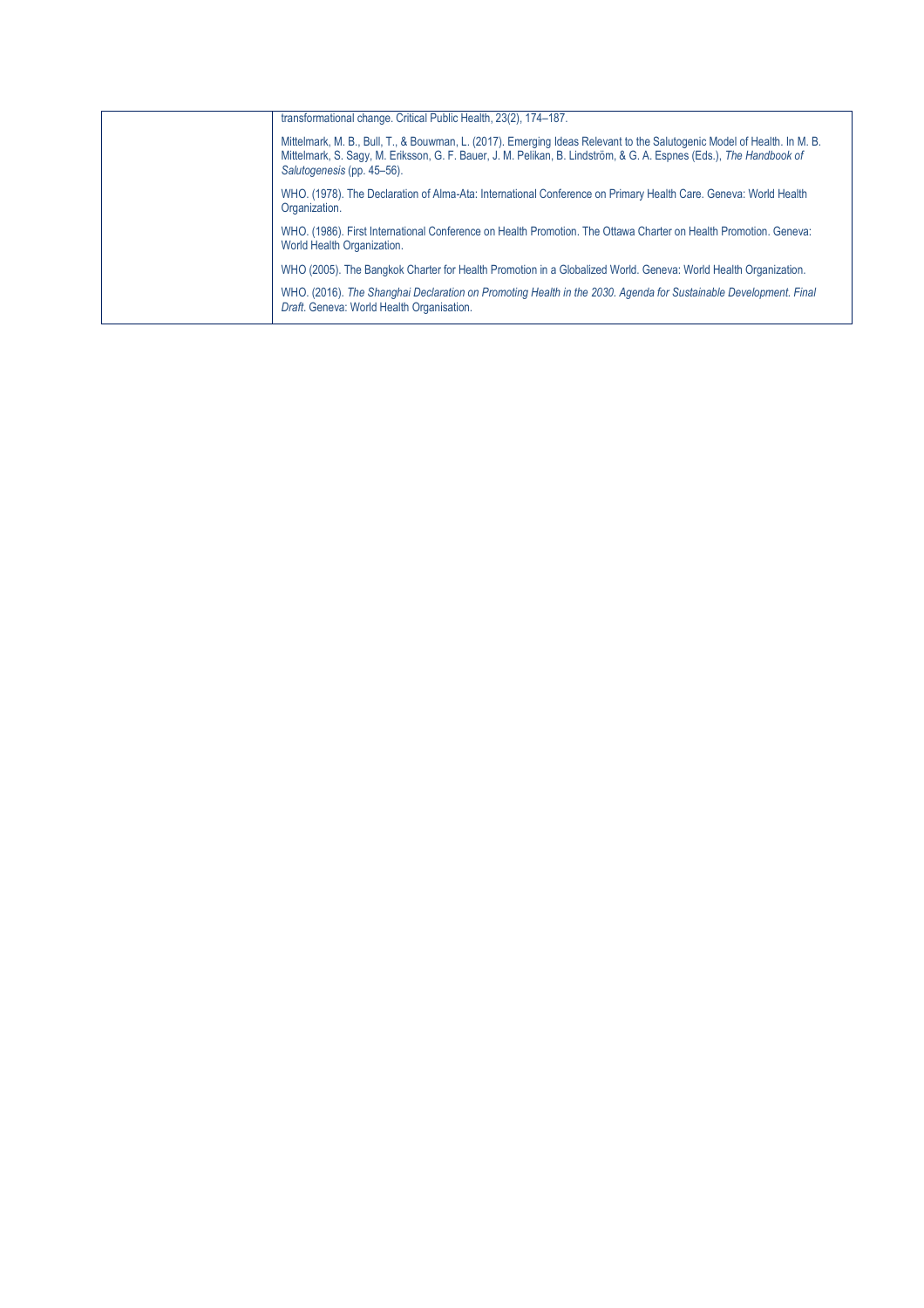| | |
|---|---|
| | transformational change. Critical Public Health, 23(2), 174–187.<br><br>Mittelmark, M. B., Bull, T., & Bouwman, L. (2017). Emerging Ideas Relevant to the Salutogenic Model of Health. In M. B. Mittelmark, S. Sagy, M. Eriksson, G. F. Bauer, J. M. Pelikan, B. Lindström, & G. A. Espnes (Eds.), *The Handbook of Salutogenesis* (pp. 45–56).<br><br>WHO. (1978). The Declaration of Alma-Ata: International Conference on Primary Health Care. Geneva: World Health Organization.<br><br>WHO. (1986). First International Conference on Health Promotion. The Ottawa Charter on Health Promotion. Geneva: World Health Organization.<br><br>WHO (2005). The Bangkok Charter for Health Promotion in a Globalized World. Geneva: World Health Organization.<br><br>WHO. (2016). *The Shanghai Declaration on Promoting Health in the 2030. Agenda for Sustainable Development. Final Draft*. Geneva: World Health Organisation. |